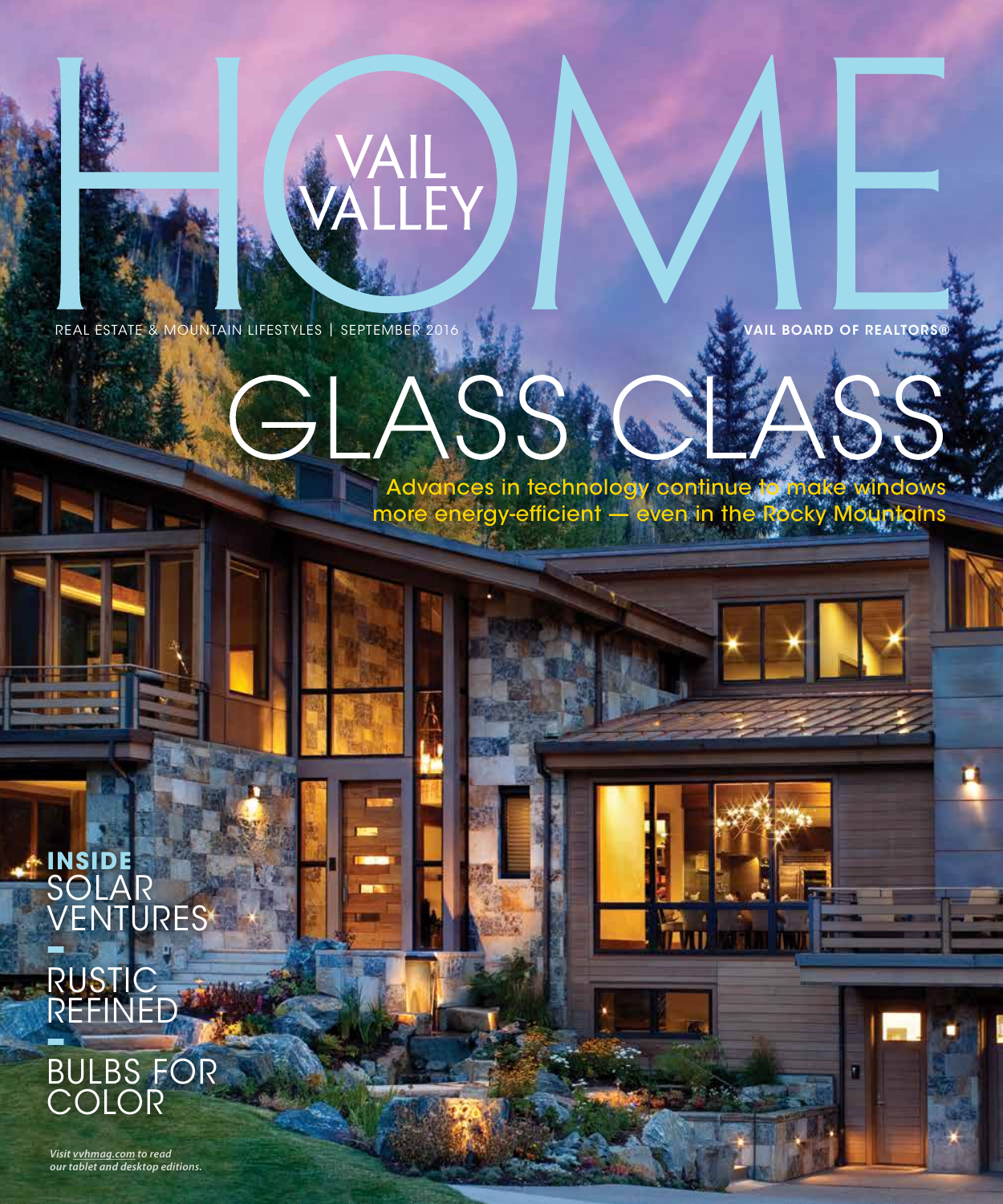# VAIL VALLEY HOME

REAL ESTATE & MOUNTAIN LIFESTYLES | SEPTEMBER 2016

VAIL BOARD OF REALTORS®

## GLASS CLASS

Advances in technology continue to make windows more energy-efficient — even in the Rocky Mountains

**INSIDE**

SOLAR VENTURES

—

RUSTIC REFINED

—

BULBS FOR COLOR

*Visit vvhmag.com to read our tablet and desktop editions.*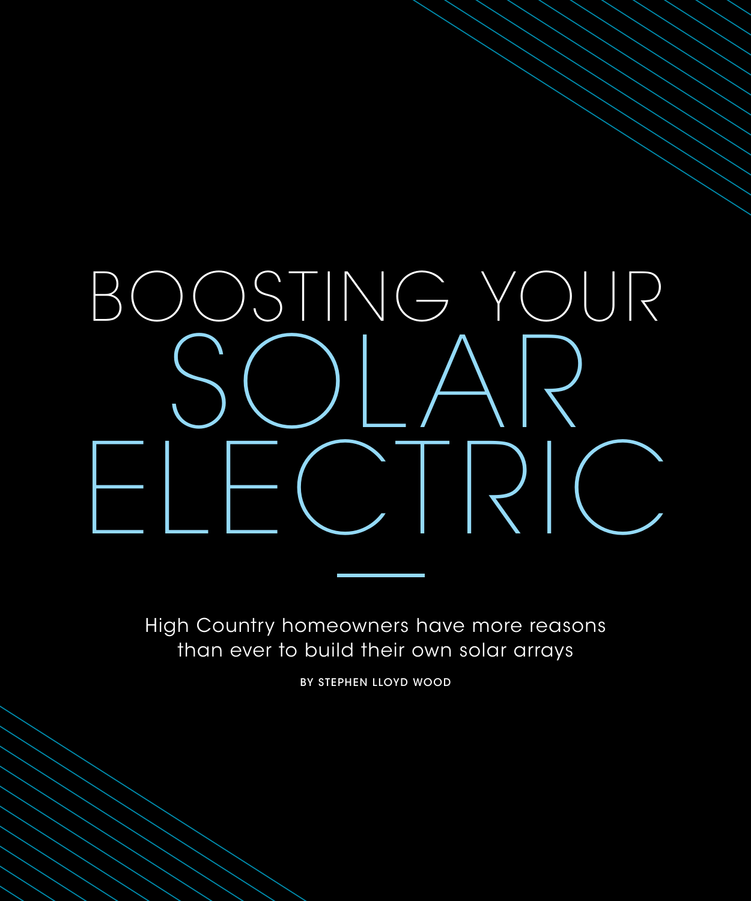# BOOSTING YOUR SOLAR ELECTRIC

High Country homeowners have more reasons than ever to build their own solar arrays

BY STEPHEN LLOYD WOOD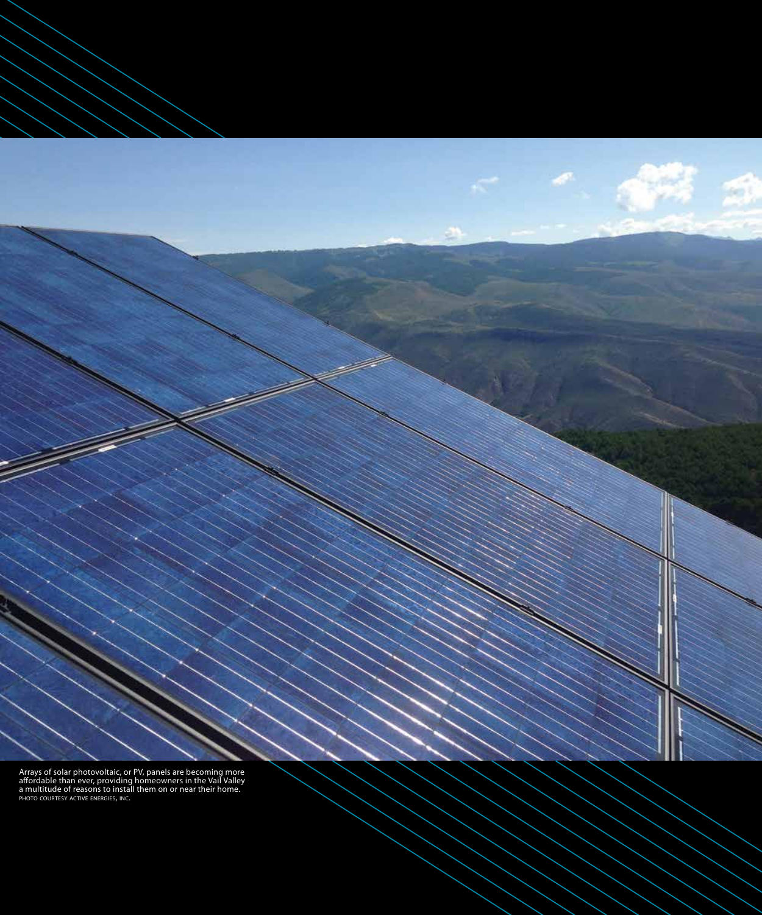Arrays of solar photovoltaic, or PV, panels are becoming more affordable than ever, providing homeowners in the Vail Valley a multitude of reasons to install them on or near their home.
PHOTO COURTESY ACTIVE ENERGIES, INC.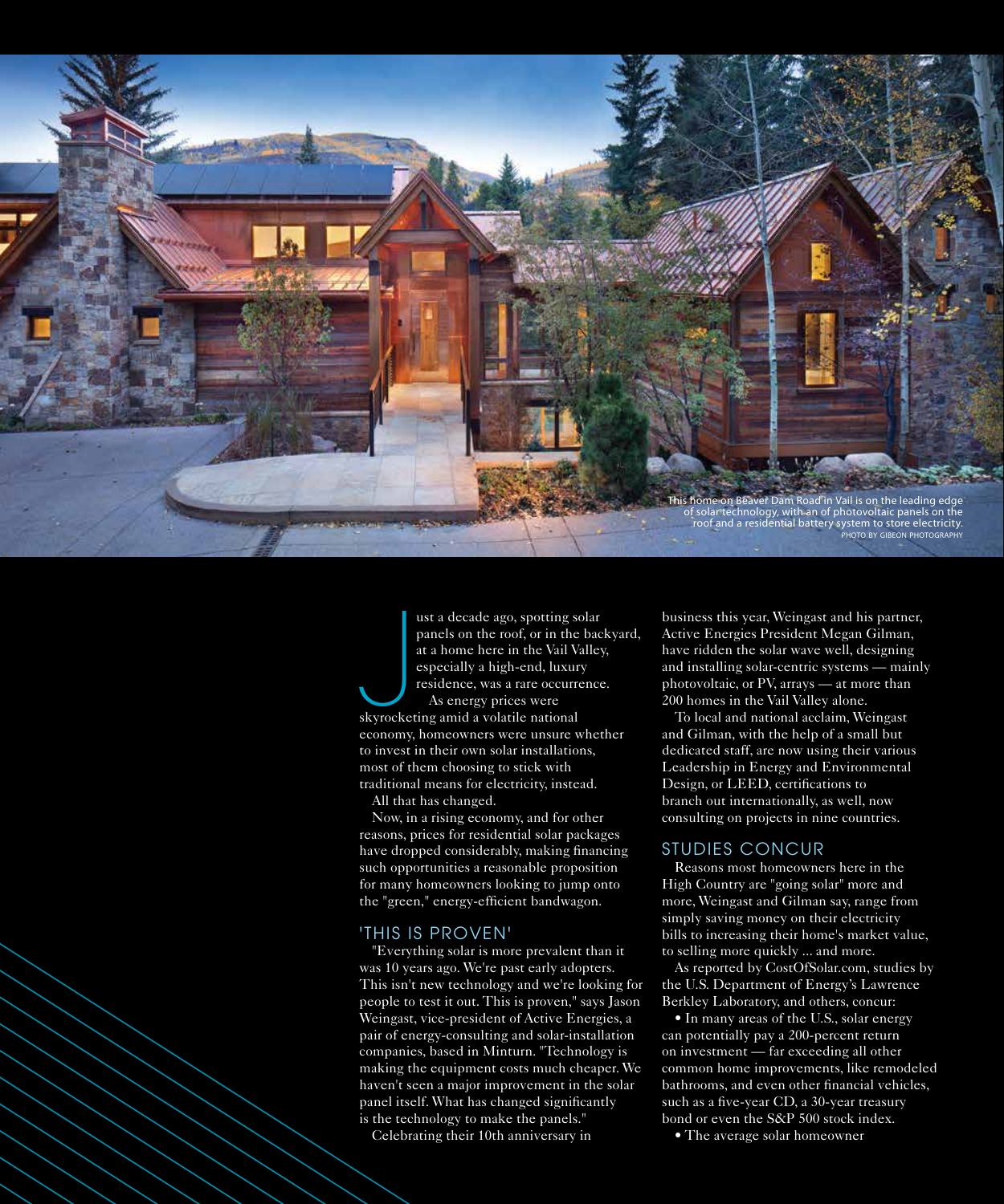This home on Beaver Dam Road in Vail is on the leading edge of solar technology, with an of photovoltaic panels on the roof and a residential battery system to store electricity.
PHOTO BY GIBEON PHOTOGRAPHY

Just a decade ago, spotting solar panels on the roof, or in the backyard, at a home here in the Vail Valley, especially a high-end, luxury residence, was a rare occurrence.

As energy prices were skyrocketing amid a volatile national economy, homeowners were unsure whether to invest in their own solar installations, most of them choosing to stick with traditional means for electricity, instead.

All that has changed.

Now, in a rising economy, and for other reasons, prices for residential solar packages have dropped considerably, making financing such opportunities a reasonable proposition for many homeowners looking to jump onto the "green," energy-efficient bandwagon.

## 'THIS IS PROVEN'

"Everything solar is more prevalent than it was 10 years ago. We're past early adopters. This isn't new technology and we're looking for people to test it out. This is proven," says Jason Weingast, vice-president of Active Energies, a pair of energy-consulting and solar-installation companies, based in Minturn. "Technology is making the equipment costs much cheaper. We haven't seen a major improvement in the solar panel itself. What has changed significantly is the technology to make the panels."

Celebrating their 10th anniversary in business this year, Weingast and his partner, Active Energies President Megan Gilman, have ridden the solar wave well, designing and installing solar-centric systems — mainly photovoltaic, or PV, arrays — at more than 200 homes in the Vail Valley alone.

To local and national acclaim, Weingast and Gilman, with the help of a small but dedicated staff, are now using their various Leadership in Energy and Environmental Design, or LEED, certifications to branch out internationally, as well, now consulting on projects in nine countries.

## STUDIES CONCUR

Reasons most homeowners here in the High Country are "going solar" more and more, Weingast and Gilman say, range from simply saving money on their electricity bills to increasing their home's market value, to selling more quickly ... and more.

As reported by CostOfSolar.com, studies by the U.S. Department of Energy's Lawrence Berkley Laboratory, and others, concur:

- In many areas of the U.S., solar energy can potentially pay a 200-percent return on investment — far exceeding all other common home improvements, like remodeled bathrooms, and even other financial vehicles, such as a five-year CD, a 30-year treasury bond or even the S&P 500 stock index.
- The average solar homeowner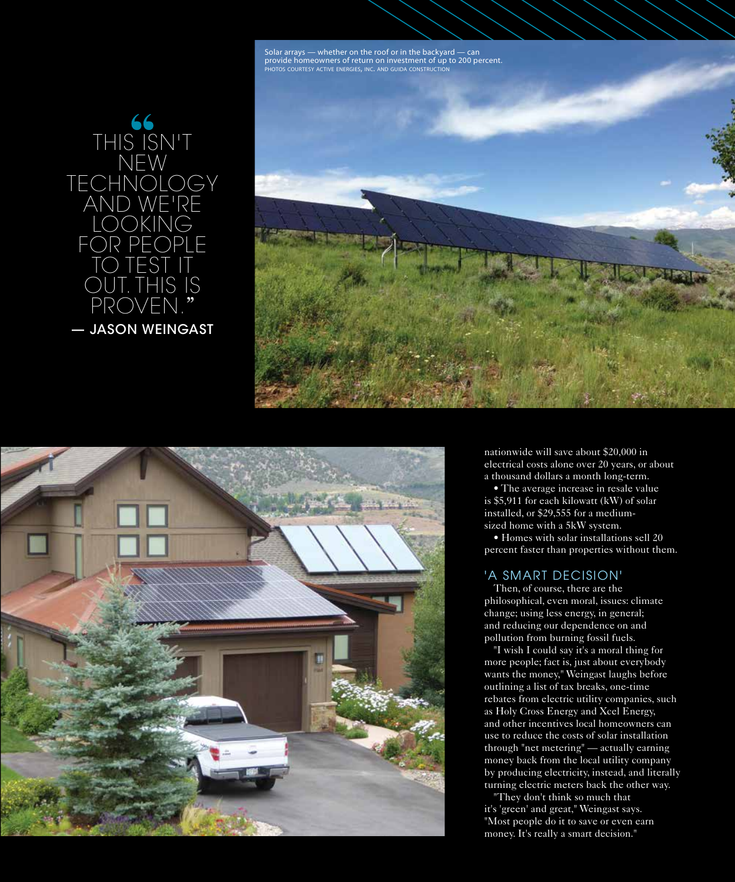Solar arrays — whether on the roof or in the backyard — can provide homeowners of return on investment of up to 200 percent.
PHOTOS COURTESY ACTIVE ENERGIES, INC. AND GUIDA CONSTRUCTION

> "THIS ISN'T NEW TECHNOLOGY AND WE'RE LOOKING FOR PEOPLE TO TEST IT OUT. THIS IS PROVEN."
> — JASON WEINGAST

nationwide will save about $20,000 in electrical costs alone over 20 years, or about a thousand dollars a month long-term.

- The average increase in resale value is $5,911 for each kilowatt (kW) of solar installed, or $29,555 for a medium-sized home with a 5kW system.
- Homes with solar installations sell 20 percent faster than properties without them.

## 'A SMART DECISION'

Then, of course, there are the philosophical, even moral, issues: climate change; using less energy, in general; and reducing our dependence on and pollution from burning fossil fuels.

"I wish I could say it's a moral thing for more people; fact is, just about everybody wants the money," Weingast laughs before outlining a list of tax breaks, one-time rebates from electric utility companies, such as Holy Cross Energy and Xcel Energy, and other incentives local homeowners can use to reduce the costs of solar installation through "net metering" — actually earning money back from the local utility company by producing electricity, instead, and literally turning electric meters back the other way.

"They don't think so much that it's 'green' and great," Weingast says. "Most people do it to save or even earn money. It's really a smart decision."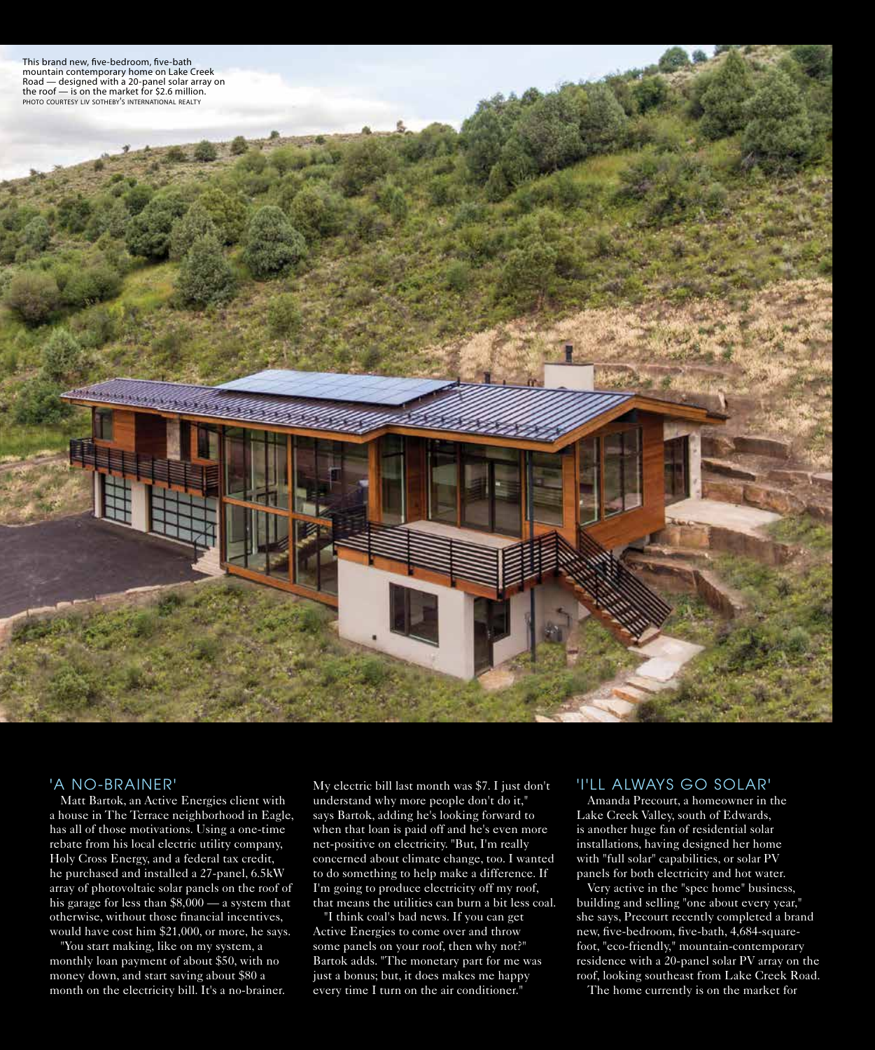This brand new, five-bedroom, five-bath mountain contemporary home on Lake Creek Road — designed with a 20-panel solar array on the roof — is on the market for $2.6 million.
PHOTO COURTESY LIV SOTHEBY'S INTERNATIONAL REALTY

## 'A NO-BRAINER'

Matt Bartok, an Active Energies client with a house in The Terrace neighborhood in Eagle, has all of those motivations. Using a one-time rebate from his local electric utility company, Holy Cross Energy, and a federal tax credit, he purchased and installed a 27-panel, 6.5kW array of photovoltaic solar panels on the roof of his garage for less than $8,000 — a system that otherwise, without those financial incentives, would have cost him $21,000, or more, he says.

"You start making, like on my system, a monthly loan payment of about $50, with no money down, and start saving about $80 a month on the electricity bill. It's a no-brainer. My electric bill last month was $7. I just don't understand why more people don't do it," says Bartok, adding he's looking forward to when that loan is paid off and he's even more net-positive on electricity. "But, I'm really concerned about climate change, too. I wanted to do something to help make a difference. If I'm going to produce electricity off my roof, that means the utilities can burn a bit less coal.

"I think coal's bad news. If you can get Active Energies to come over and throw some panels on your roof, then why not?" Bartok adds. "The monetary part for me was just a bonus; but, it does makes me happy every time I turn on the air conditioner."

## 'I'LL ALWAYS GO SOLAR'

Amanda Precourt, a homeowner in the Lake Creek Valley, south of Edwards, is another huge fan of residential solar installations, having designed her home with "full solar" capabilities, or solar PV panels for both electricity and hot water.

Very active in the "spec home" business, building and selling "one about every year," she says, Precourt recently completed a brand new, five-bedroom, five-bath, 4,684-square-foot, "eco-friendly," mountain-contemporary residence with a 20-panel solar PV array on the roof, looking southeast from Lake Creek Road.

The home currently is on the market for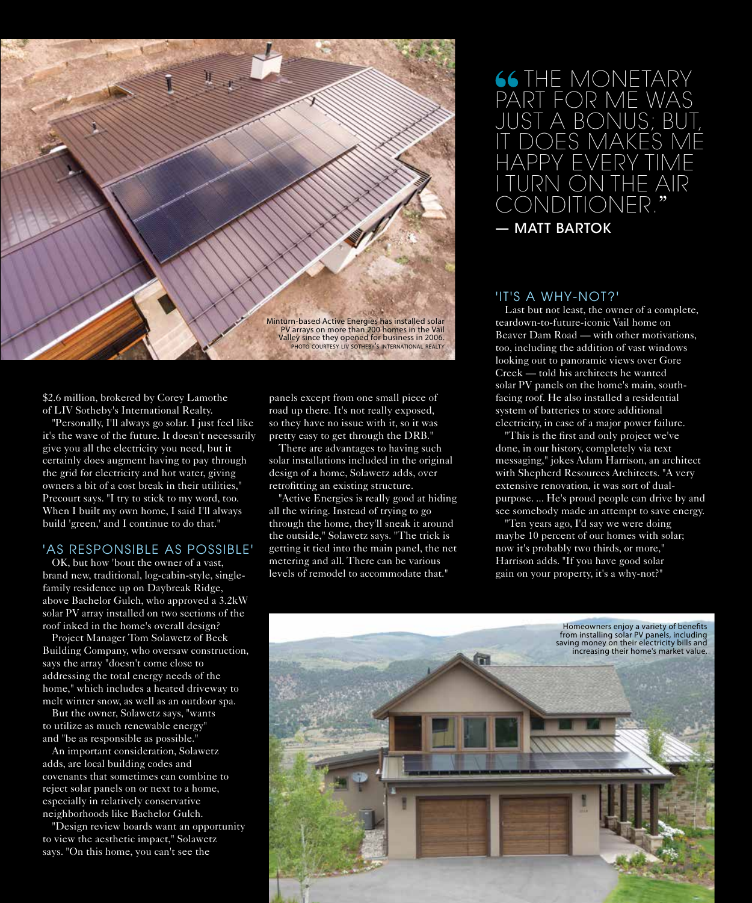Minturn-based Active Energies has installed solar PV arrays on more than 200 homes in the Vail Valley since they opened for business in 2006.
PHOTO COURTESY LIV SOTHEBY'S INTERNATIONAL REALTY

$2.6 million, brokered by Corey Lamothe of LIV Sotheby's International Realty.

"Personally, I'll always go solar. I just feel like it's the wave of the future. It doesn't necessarily give you all the electricity you need, but it certainly does augment having to pay through the grid for electricity and hot water, giving owners a bit of a cost break in their utilities," Precourt says. "I try to stick to my word, too. When I built my own home, I said I'll always build 'green,' and I continue to do that."

## 'AS RESPONSIBLE AS POSSIBLE'

OK, but how 'bout the owner of a vast, brand new, traditional, log-cabin-style, single-family residence up on Daybreak Ridge, above Bachelor Gulch, who approved a 3.2kW solar PV array installed on two sections of the roof inked in the home's overall design?

Project Manager Tom Solawetz of Beck Building Company, who oversaw construction, says the array "doesn't come close to addressing the total energy needs of the home," which includes a heated driveway to melt winter snow, as well as an outdoor spa.

But the owner, Solawetz says, "wants to utilize as much renewable energy" and "be as responsible as possible."

An important consideration, Solawetz adds, are local building codes and covenants that sometimes can combine to reject solar panels on or next to a home, especially in relatively conservative neighborhoods like Bachelor Gulch.

"Design review boards want an opportunity to view the aesthetic impact," Solawetz says. "On this home, you can't see the panels except from one small piece of road up there. It's not really exposed, so they have no issue with it, so it was pretty easy to get through the DRB."

There are advantages to having such solar installations included in the original design of a home, Solawetz adds, over retrofitting an existing structure.

"Active Energies is really good at hiding all the wiring. Instead of trying to go through the home, they'll sneak it around the outside," Solawetz says. "The trick is getting it tied into the main panel, the net metering and all. There can be various levels of remodel to accommodate that."

> "THE MONETARY PART FOR ME WAS JUST A BONUS; BUT, IT DOES MAKES ME HAPPY EVERY TIME I TURN ON THE AIR CONDITIONER."
> — MATT BARTOK

## 'IT'S A WHY-NOT?'

Last but not least, the owner of a complete, teardown-to-future-iconic Vail home on Beaver Dam Road — with other motivations, too, including the addition of vast windows looking out to panoramic views over Gore Creek — told his architects he wanted solar PV panels on the home's main, south-facing roof. He also installed a residential system of batteries to store additional electricity, in case of a major power failure.

"This is the first and only project we've done, in our history, completely via text messaging," jokes Adam Harrison, an architect with Shepherd Resources Architects. "A very extensive renovation, it was sort of dual-purpose. ... He's proud people can drive by and see somebody made an attempt to save energy.

"Ten years ago, I'd say we were doing maybe 10 percent of our homes with solar; now it's probably two thirds, or more," Harrison adds. "If you have good solar gain on your property, it's a why-not?"

Homeowners enjoy a variety of benefits from installing solar PV panels, including saving money on their electricity bills and increasing their home's market value.